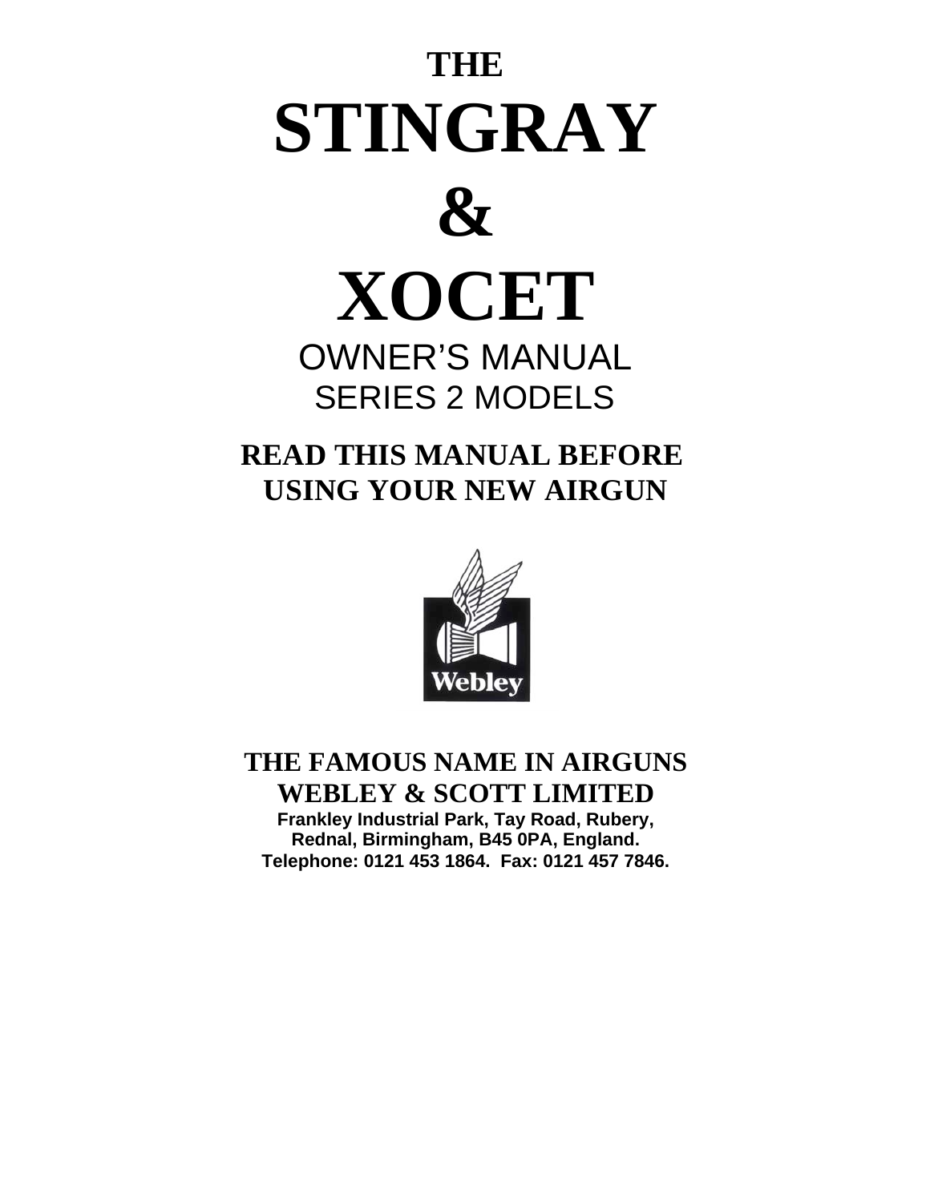# THE STINGRAY & XOCET

## OWNER'S MANUAL
## SERIES 2 MODELS

**READ THIS MANUAL BEFORE USING YOUR NEW AIRGUN**

Webley

**THE FAMOUS NAME IN AIRGUNS**
**WEBLEY & SCOTT LIMITED**

**Frankley Industrial Park, Tay Road, Rubery, Rednal, Birmingham, B45 0PA, England.**
**Telephone: 0121 453 1864. Fax: 0121 457 7846.**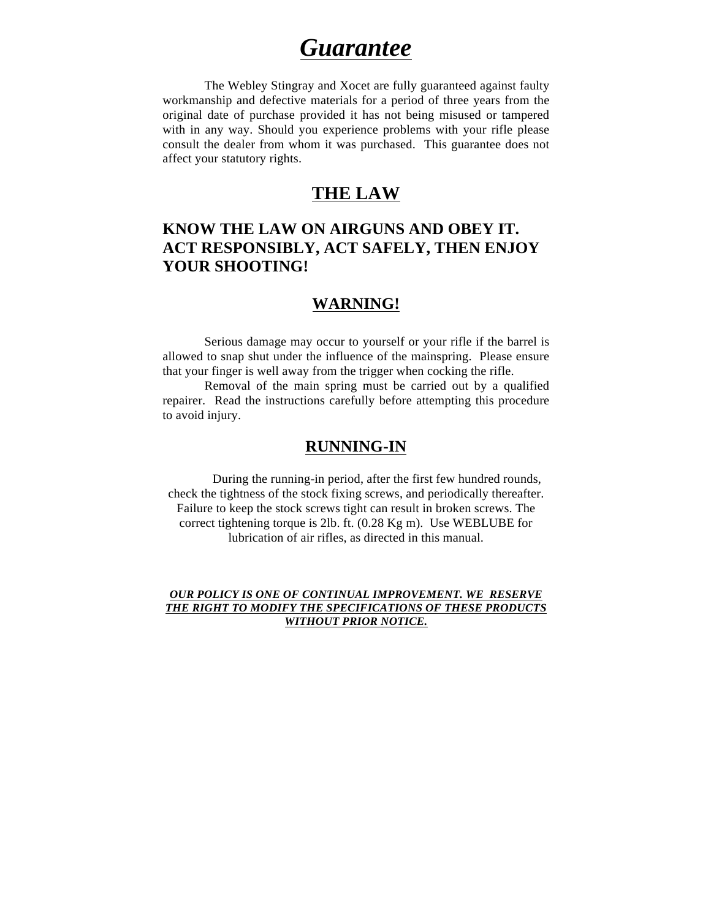# ***Guarantee***

The Webley Stingray and Xocet are fully guaranteed against faulty workmanship and defective materials for a period of three years from the original date of purchase provided it has not being misused or tampered with in any way. Should you experience problems with your rifle please consult the dealer from whom it was purchased. This guarantee does not affect your statutory rights.

## THE LAW

### KNOW THE LAW ON AIRGUNS AND OBEY IT. ACT RESPONSIBLY, ACT SAFELY, THEN ENJOY YOUR SHOOTING!

### WARNING!

Serious damage may occur to yourself or your rifle if the barrel is allowed to snap shut under the influence of the mainspring. Please ensure that your finger is well away from the trigger when cocking the rifle.

Removal of the main spring must be carried out by a qualified repairer. Read the instructions carefully before attempting this procedure to avoid injury.

## RUNNING-IN

During the running-in period, after the first few hundred rounds, check the tightness of the stock fixing screws, and periodically thereafter. Failure to keep the stock screws tight can result in broken screws. The correct tightening torque is 2lb. ft. (0.28 Kg m). Use WEBLUBE for lubrication of air rifles, as directed in this manual.

***OUR POLICY IS ONE OF CONTINUAL IMPROVEMENT. WE RESERVE THE RIGHT TO MODIFY THE SPECIFICATIONS OF THESE PRODUCTS WITHOUT PRIOR NOTICE.***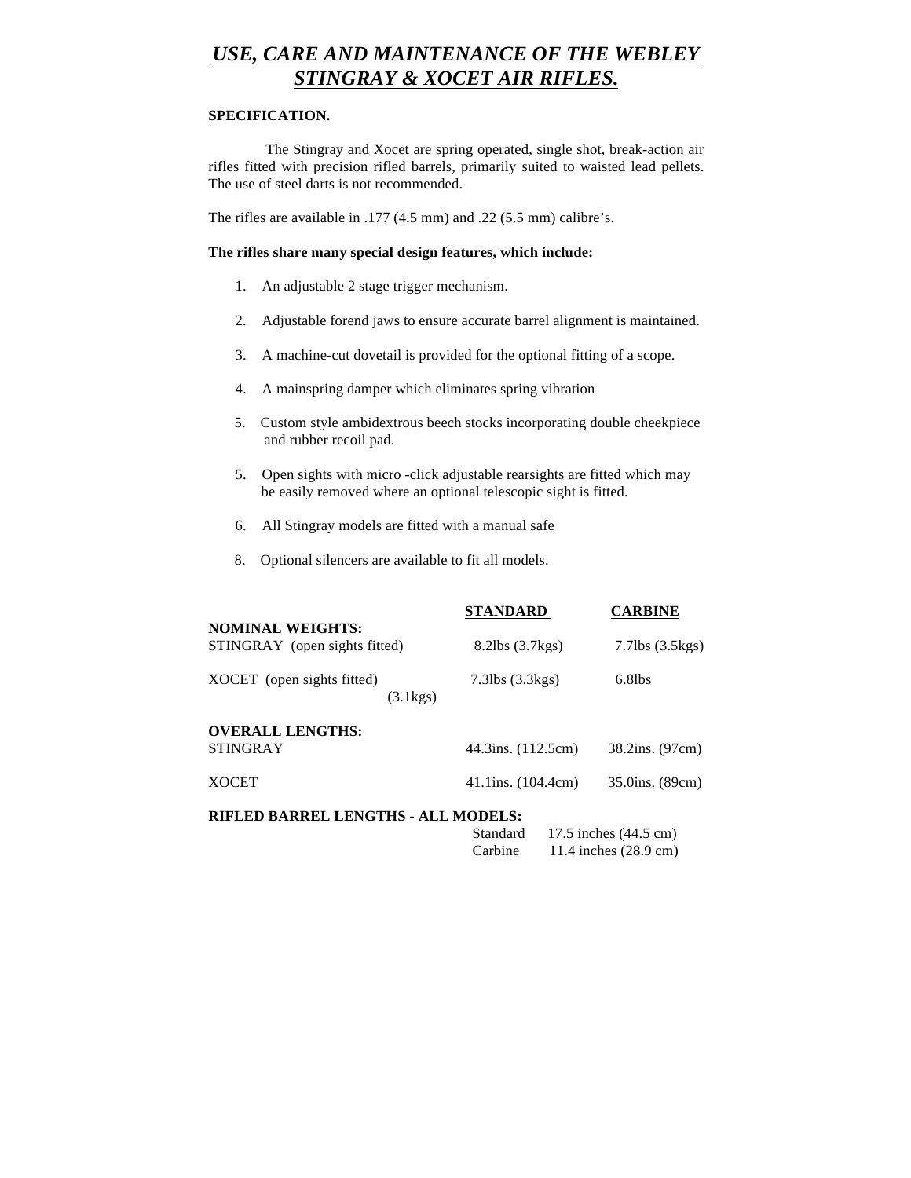# *USE, CARE AND MAINTENANCE OF THE WEBLEY STINGRAY & XOCET AIR RIFLES.*

**SPECIFICATION.**

The Stingray and Xocet are spring operated, single shot, break-action air rifles fitted with precision rifled barrels, primarily suited to waisted lead pellets. The use of steel darts is not recommended.

The rifles are available in .177 (4.5 mm) and .22 (5.5 mm) calibre's.

**The rifles share many special design features, which include:**

1. An adjustable 2 stage trigger mechanism.
2. Adjustable forend jaws to ensure accurate barrel alignment is maintained.
3. A machine-cut dovetail is provided for the optional fitting of a scope.
4. A mainspring damper which eliminates spring vibration
5. Custom style ambidextrous beech stocks incorporating double cheekpiece and rubber recoil pad.
5. Open sights with micro -click adjustable rearsights are fitted which may be easily removed where an optional telescopic sight is fitted.
6. All Stingray models are fitted with a manual safe
8. Optional silencers are available to fit all models.

| | **STANDARD** | **CARBINE** |
|---|---|---|
| **NOMINAL WEIGHTS:** | | |
| STINGRAY (open sights fitted) | 8.2lbs (3.7kgs) | 7.7lbs (3.5kgs) |
| XOCET (open sights fitted) | 7.3lbs (3.3kgs) | 6.8lbs (3.1kgs) |
| **OVERALL LENGTHS:** | | |
| STINGRAY | 44.3ins. (112.5cm) | 38.2ins. (97cm) |
| XOCET | 41.1ins. (104.4cm) | 35.0ins. (89cm) |

**RIFLED BARREL LENGTHS - ALL MODELS:**

| | |
|---|---|
| Standard | 17.5 inches (44.5 cm) |
| Carbine | 11.4 inches (28.9 cm) |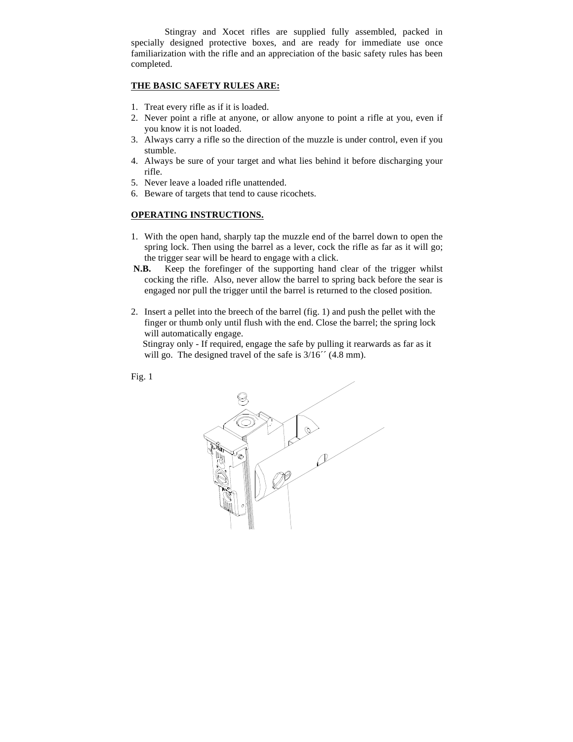Stingray and Xocet rifles are supplied fully assembled, packed in specially designed protective boxes, and are ready for immediate use once familiarization with the rifle and an appreciation of the basic safety rules has been completed.

## THE BASIC SAFETY RULES ARE:

1. Treat every rifle as if it is loaded.
2. Never point a rifle at anyone, or allow anyone to point a rifle at you, even if you know it is not loaded.
3. Always carry a rifle so the direction of the muzzle is under control, even if you stumble.
4. Always be sure of your target and what lies behind it before discharging your rifle.
5. Never leave a loaded rifle unattended.
6. Beware of targets that tend to cause ricochets.

## OPERATING INSTRUCTIONS.

1. With the open hand, sharply tap the muzzle end of the barrel down to open the spring lock. Then using the barrel as a lever, cock the rifle as far as it will go; the trigger sear will be heard to engage with a click.

**N.B.** Keep the forefinger of the supporting hand clear of the trigger whilst cocking the rifle. Also, never allow the barrel to spring back before the sear is engaged nor pull the trigger until the barrel is returned to the closed position.

2. Insert a pellet into the breech of the barrel (fig. 1) and push the pellet with the finger or thumb only until flush with the end. Close the barrel; the spring lock will automatically engage.
   Stingray only - If required, engage the safe by pulling it rearwards as far as it will go. The designed travel of the safe is 3/16´´ (4.8 mm).

Fig. 1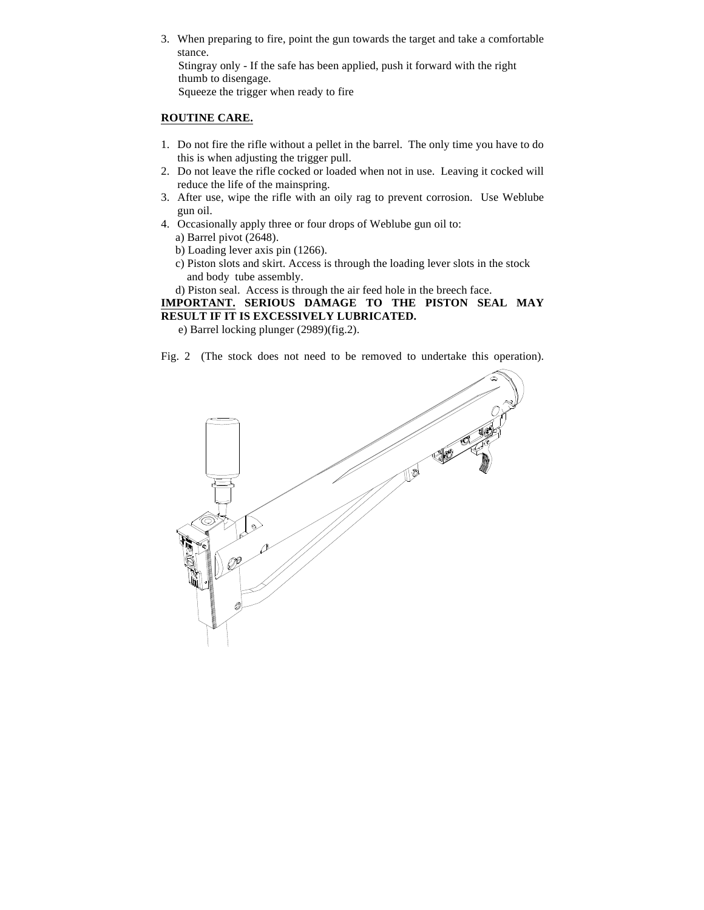3. When preparing to fire, point the gun towards the target and take a comfortable stance.
   Stingray only - If the safe has been applied, push it forward with the right thumb to disengage.
   Squeeze the trigger when ready to fire

## ROUTINE CARE.

1. Do not fire the rifle without a pellet in the barrel. The only time you have to do this is when adjusting the trigger pull.
2. Do not leave the rifle cocked or loaded when not in use. Leaving it cocked will reduce the life of the mainspring.
3. After use, wipe the rifle with an oily rag to prevent corrosion. Use Weblube gun oil.
4. Occasionally apply three or four drops of Weblube gun oil to:
   a) Barrel pivot (2648).
   b) Loading lever axis pin (1266).
   c) Piston slots and skirt. Access is through the loading lever slots in the stock and body tube assembly.
   d) Piston seal. Access is through the air feed hole in the breech face.

**IMPORTANT. SERIOUS DAMAGE TO THE PISTON SEAL MAY RESULT IF IT IS EXCESSIVELY LUBRICATED.**

   e) Barrel locking plunger (2989)(fig.2).

Fig. 2 (The stock does not need to be removed to undertake this operation).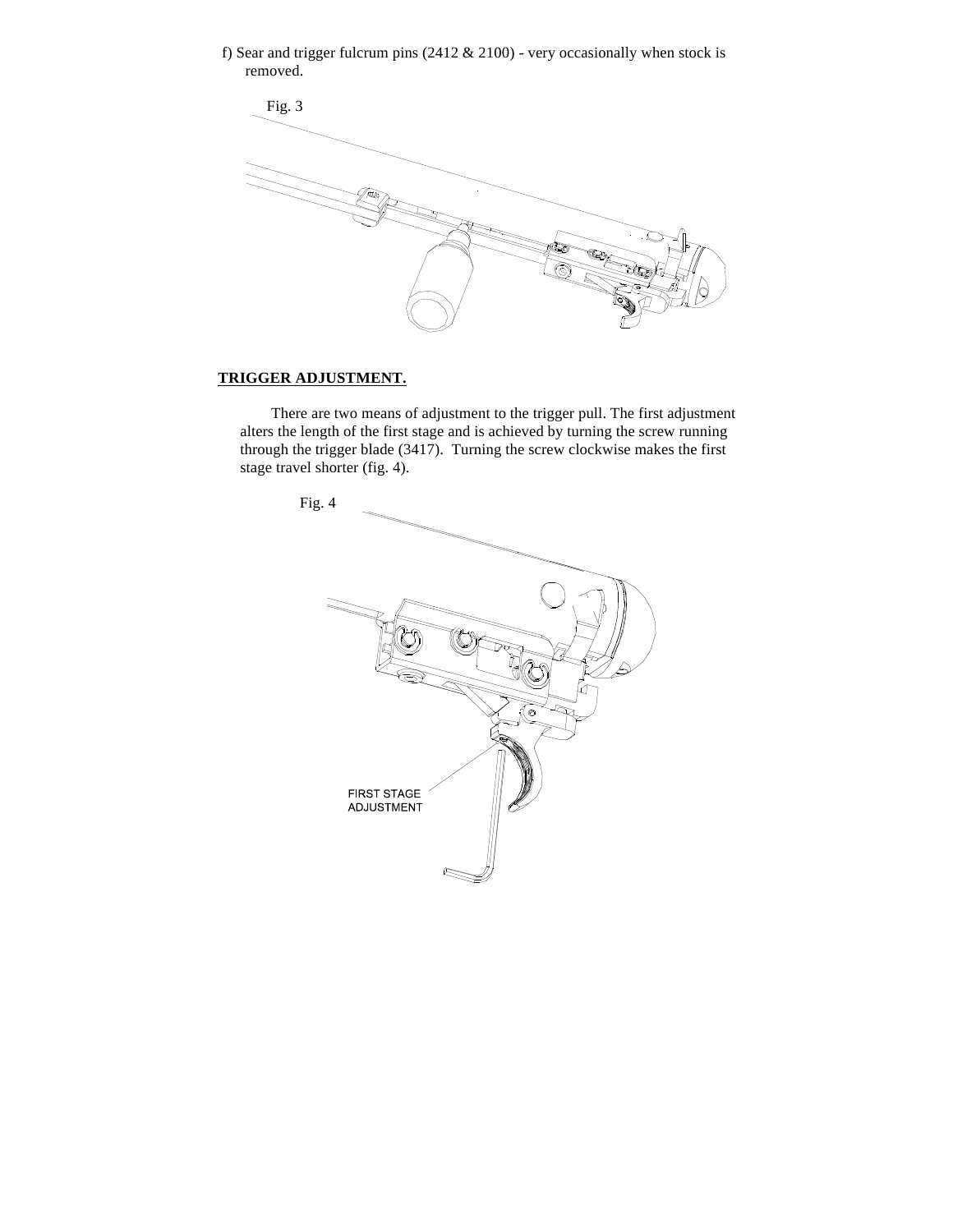f) Sear and trigger fulcrum pins (2412 & 2100) - very occasionally when stock is removed.

Fig. 3

## TRIGGER ADJUSTMENT.

There are two means of adjustment to the trigger pull. The first adjustment alters the length of the first stage and is achieved by turning the screw running through the trigger blade (3417). Turning the screw clockwise makes the first stage travel shorter (fig. 4).

Fig. 4

FIRST STAGE ADJUSTMENT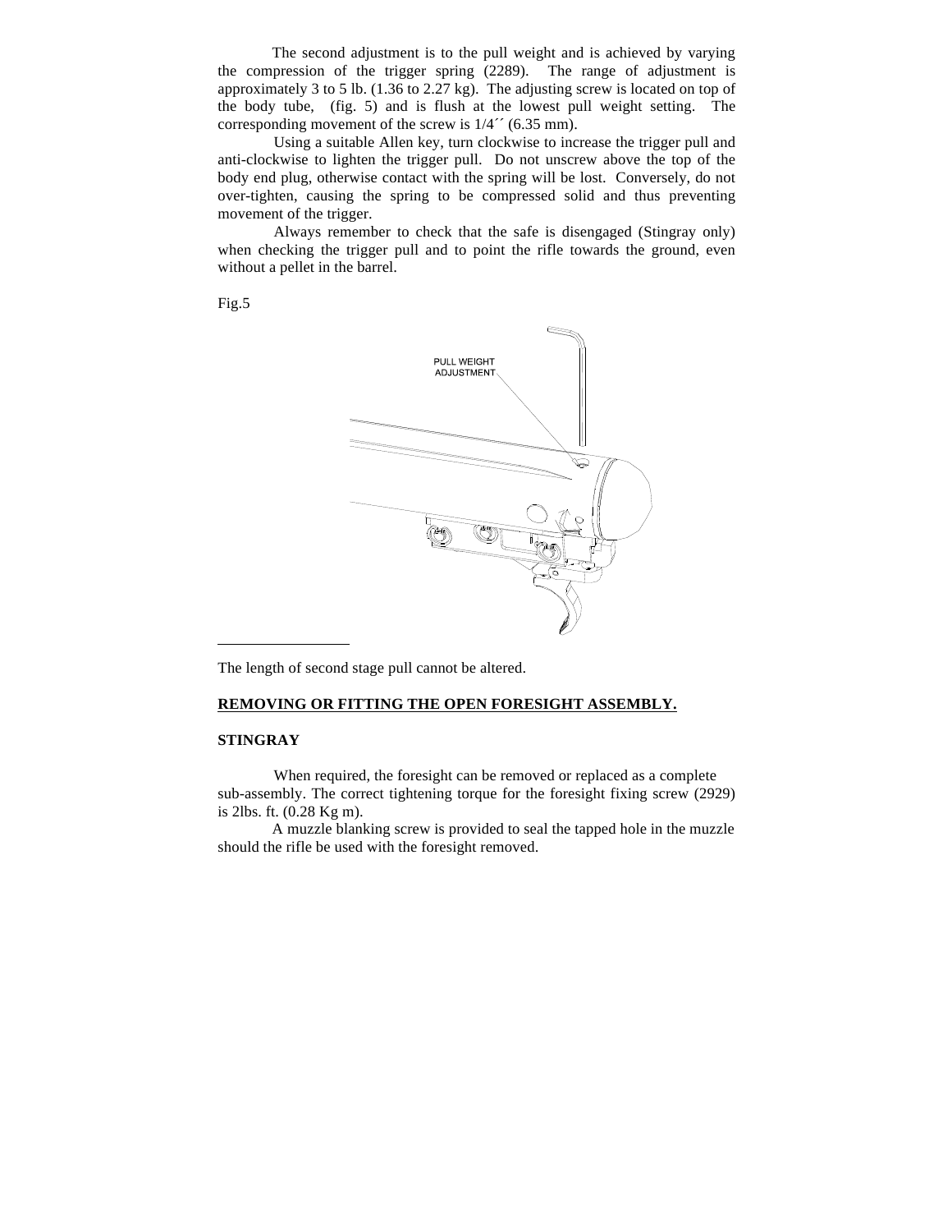The second adjustment is to the pull weight and is achieved by varying the compression of the trigger spring (2289). The range of adjustment is approximately 3 to 5 lb. (1.36 to 2.27 kg). The adjusting screw is located on top of the body tube, (fig. 5) and is flush at the lowest pull weight setting. The corresponding movement of the screw is 1/4´´ (6.35 mm).

Using a suitable Allen key, turn clockwise to increase the trigger pull and anti-clockwise to lighten the trigger pull. Do not unscrew above the top of the body end plug, otherwise contact with the spring will be lost. Conversely, do not over-tighten, causing the spring to be compressed solid and thus preventing movement of the trigger.

Always remember to check that the safe is disengaged (Stingray only) when checking the trigger pull and to point the rifle towards the ground, even without a pellet in the barrel.

Fig.5

PULL WEIGHT ADJUSTMENT

---

The length of second stage pull cannot be altered.

## REMOVING OR FITTING THE OPEN FORESIGHT ASSEMBLY.

### STINGRAY

When required, the foresight can be removed or replaced as a complete sub-assembly. The correct tightening torque for the foresight fixing screw (2929) is 2lbs. ft. (0.28 Kg m).

A muzzle blanking screw is provided to seal the tapped hole in the muzzle should the rifle be used with the foresight removed.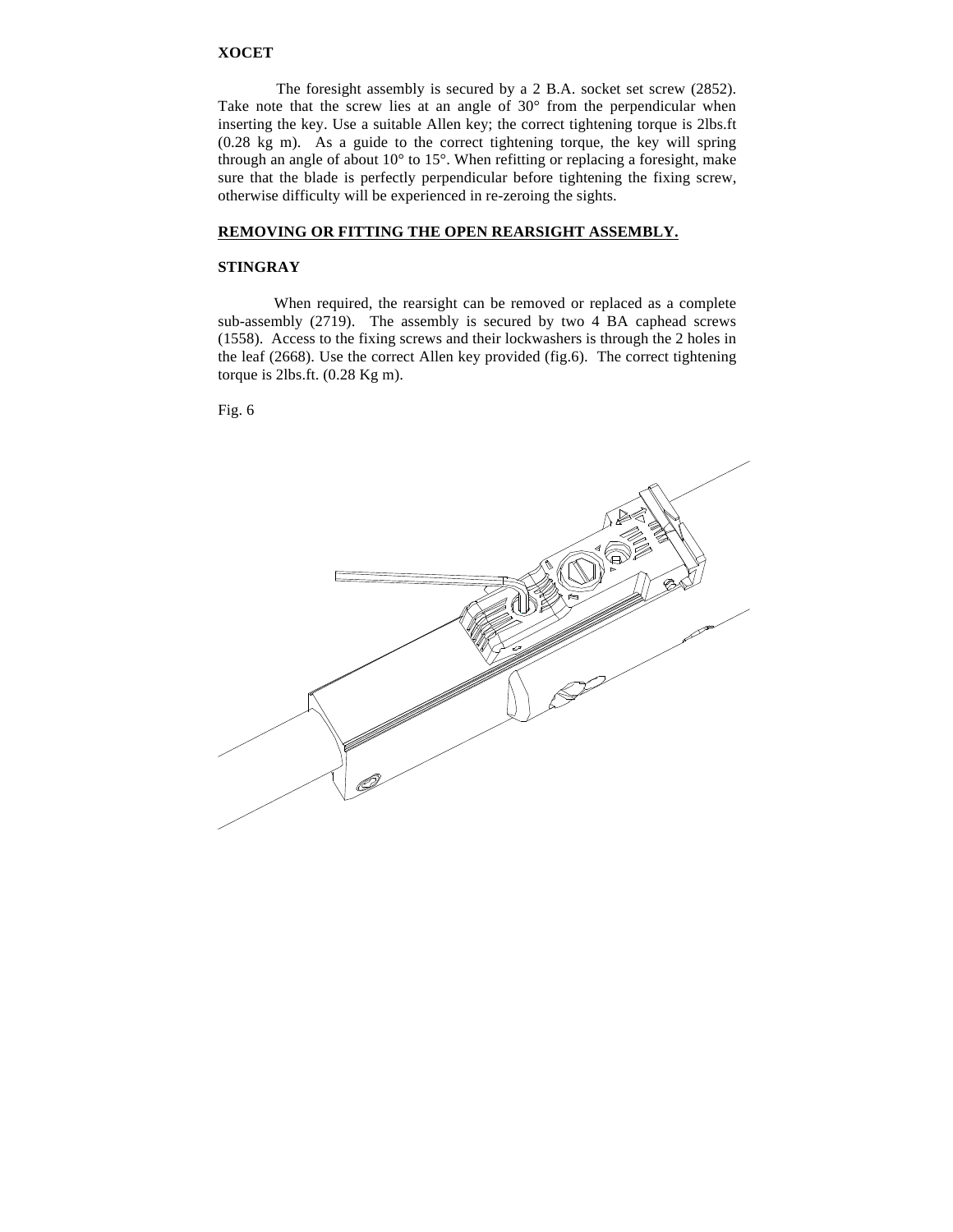**XOCET**

The foresight assembly is secured by a 2 B.A. socket set screw (2852). Take note that the screw lies at an angle of 30° from the perpendicular when inserting the key. Use a suitable Allen key; the correct tightening torque is 2lbs.ft (0.28 kg m). As a guide to the correct tightening torque, the key will spring through an angle of about 10° to 15°. When refitting or replacing a foresight, make sure that the blade is perfectly perpendicular before tightening the fixing screw, otherwise difficulty will be experienced in re-zeroing the sights.

**REMOVING OR FITTING THE OPEN REARSIGHT ASSEMBLY.**

**STINGRAY**

When required, the rearsight can be removed or replaced as a complete sub-assembly (2719). The assembly is secured by two 4 BA caphead screws (1558). Access to the fixing screws and their lockwashers is through the 2 holes in the leaf (2668). Use the correct Allen key provided (fig.6). The correct tightening torque is 2lbs.ft. (0.28 Kg m).

Fig. 6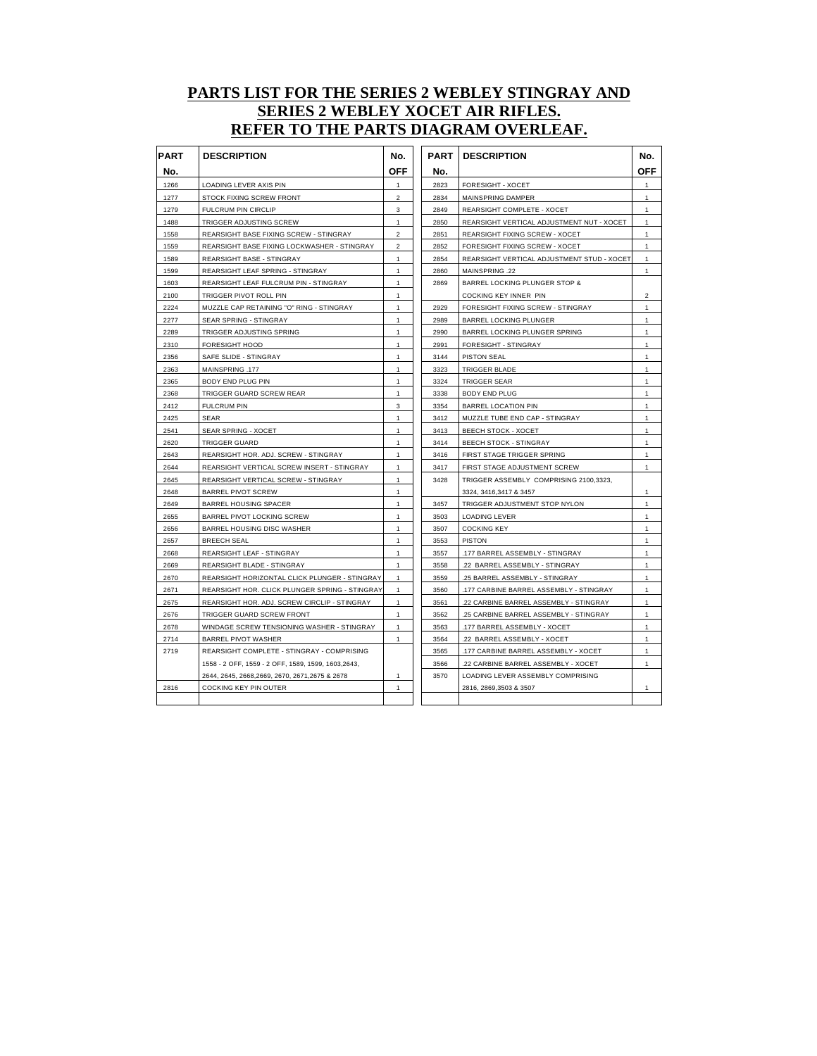# PARTS LIST FOR THE SERIES 2 WEBLEY STINGRAY AND SERIES 2 WEBLEY XOCET AIR RIFLES. REFER TO THE PARTS DIAGRAM OVERLEAF.

| PART No. | DESCRIPTION | No. OFF |
|---|---|---|
| 1266 | LOADING LEVER AXIS PIN | 1 |
| 1277 | STOCK FIXING SCREW FRONT | 2 |
| 1279 | FULCRUM PIN CIRCLIP | 3 |
| 1488 | TRIGGER ADJUSTING SCREW | 1 |
| 1558 | REARSIGHT BASE FIXING SCREW - STINGRAY | 2 |
| 1559 | REARSIGHT BASE FIXING LOCKWASHER - STINGRAY | 2 |
| 1589 | REARSIGHT BASE - STINGRAY | 1 |
| 1599 | REARSIGHT LEAF SPRING - STINGRAY | 1 |
| 1603 | REARSIGHT LEAF FULCRUM PIN - STINGRAY | 1 |
| 2100 | TRIGGER PIVOT ROLL PIN | 1 |
| 2224 | MUZZLE CAP RETAINING "O" RING - STINGRAY | 1 |
| 2277 | SEAR SPRING - STINGRAY | 1 |
| 2289 | TRIGGER ADJUSTING SPRING | 1 |
| 2310 | FORESIGHT HOOD | 1 |
| 2356 | SAFE SLIDE - STINGRAY | 1 |
| 2363 | MAINSPRING .177 | 1 |
| 2365 | BODY END PLUG PIN | 1 |
| 2368 | TRIGGER GUARD SCREW REAR | 1 |
| 2412 | FULCRUM PIN | 3 |
| 2425 | SEAR | 1 |
| 2541 | SEAR SPRING - XOCET | 1 |
| 2620 | TRIGGER GUARD | 1 |
| 2643 | REARSIGHT HOR. ADJ. SCREW - STINGRAY | 1 |
| 2644 | REARSIGHT VERTICAL SCREW INSERT - STINGRAY | 1 |
| 2645 | REARSIGHT VERTICAL SCREW - STINGRAY | 1 |
| 2648 | BARREL PIVOT SCREW | 1 |
| 2649 | BARREL HOUSING SPACER | 1 |
| 2655 | BARREL PIVOT LOCKING SCREW | 1 |
| 2656 | BARREL HOUSING DISC WASHER | 1 |
| 2657 | BREECH SEAL | 1 |
| 2668 | REARSIGHT LEAF - STINGRAY | 1 |
| 2669 | REARSIGHT BLADE - STINGRAY | 1 |
| 2670 | REARSIGHT HORIZONTAL CLICK PLUNGER - STINGRAY | 1 |
| 2671 | REARSIGHT HOR. CLICK PLUNGER SPRING - STINGRAY | 1 |
| 2675 | REARSIGHT HOR. ADJ. SCREW CIRCLIP - STINGRAY | 1 |
| 2676 | TRIGGER GUARD SCREW FRONT | 1 |
| 2678 | WINDAGE SCREW TENSIONING WASHER - STINGRAY | 1 |
| 2714 | BARREL PIVOT WASHER | 1 |
| 2719 | REARSIGHT COMPLETE - STINGRAY - COMPRISING 1558 - 2 OFF, 1559 - 2 OFF, 1589, 1599, 1603,2643, 2644, 2645, 2668,2669, 2670, 2671,2675 & 2678 | 1 |
| 2816 | COCKING KEY PIN OUTER | 1 |
| 2823 | FORESIGHT - XOCET | 1 |
| 2834 | MAINSPRING DAMPER | 1 |
| 2849 | REARSIGHT COMPLETE - XOCET | 1 |
| 2850 | REARSIGHT VERTICAL ADJUSTMENT NUT - XOCET | 1 |
| 2851 | REARSIGHT FIXING SCREW - XOCET | 1 |
| 2852 | FORESIGHT FIXING SCREW - XOCET | 1 |
| 2854 | REARSIGHT VERTICAL ADJUSTMENT STUD - XOCET | 1 |
| 2860 | MAINSPRING .22 | 1 |
| 2869 | BARREL LOCKING PLUNGER STOP & COCKING KEY INNER PIN | 2 |
| 2929 | FORESIGHT FIXING SCREW - STINGRAY | 1 |
| 2989 | BARREL LOCKING PLUNGER | 1 |
| 2990 | BARREL LOCKING PLUNGER SPRING | 1 |
| 2991 | FORESIGHT - STINGRAY | 1 |
| 3144 | PISTON SEAL | 1 |
| 3323 | TRIGGER BLADE | 1 |
| 3324 | TRIGGER SEAR | 1 |
| 3338 | BODY END PLUG | 1 |
| 3354 | BARREL LOCATION PIN | 1 |
| 3412 | MUZZLE TUBE END CAP - STINGRAY | 1 |
| 3413 | BEECH STOCK - XOCET | 1 |
| 3414 | BEECH STOCK - STINGRAY | 1 |
| 3416 | FIRST STAGE TRIGGER SPRING | 1 |
| 3417 | FIRST STAGE ADJUSTMENT SCREW | 1 |
| 3428 | TRIGGER ASSEMBLY COMPRISING 2100,3323, 3324, 3416,3417 & 3457 | 1 |
| 3457 | TRIGGER ADJUSTMENT STOP NYLON | 1 |
| 3503 | LOADING LEVER | 1 |
| 3507 | COCKING KEY | 1 |
| 3553 | PISTON | 1 |
| 3557 | .177 BARREL ASSEMBLY - STINGRAY | 1 |
| 3558 | .22 BARREL ASSEMBLY - STINGRAY | 1 |
| 3559 | .25 BARREL ASSEMBLY - STINGRAY | 1 |
| 3560 | .177 CARBINE BARREL ASSEMBLY - STINGRAY | 1 |
| 3561 | .22 CARBINE BARREL ASSEMBLY - STINGRAY | 1 |
| 3562 | .25 CARBINE BARREL ASSEMBLY - STINGRAY | 1 |
| 3563 | .177 BARREL ASSEMBLY - XOCET | 1 |
| 3564 | .22 BARREL ASSEMBLY - XOCET | 1 |
| 3565 | .177 CARBINE BARREL ASSEMBLY - XOCET | 1 |
| 3566 | .22 CARBINE BARREL ASSEMBLY - XOCET | 1 |
| 3570 | LOADING LEVER ASSEMBLY COMPRISING 2816, 2869,3503 & 3507 | 1 |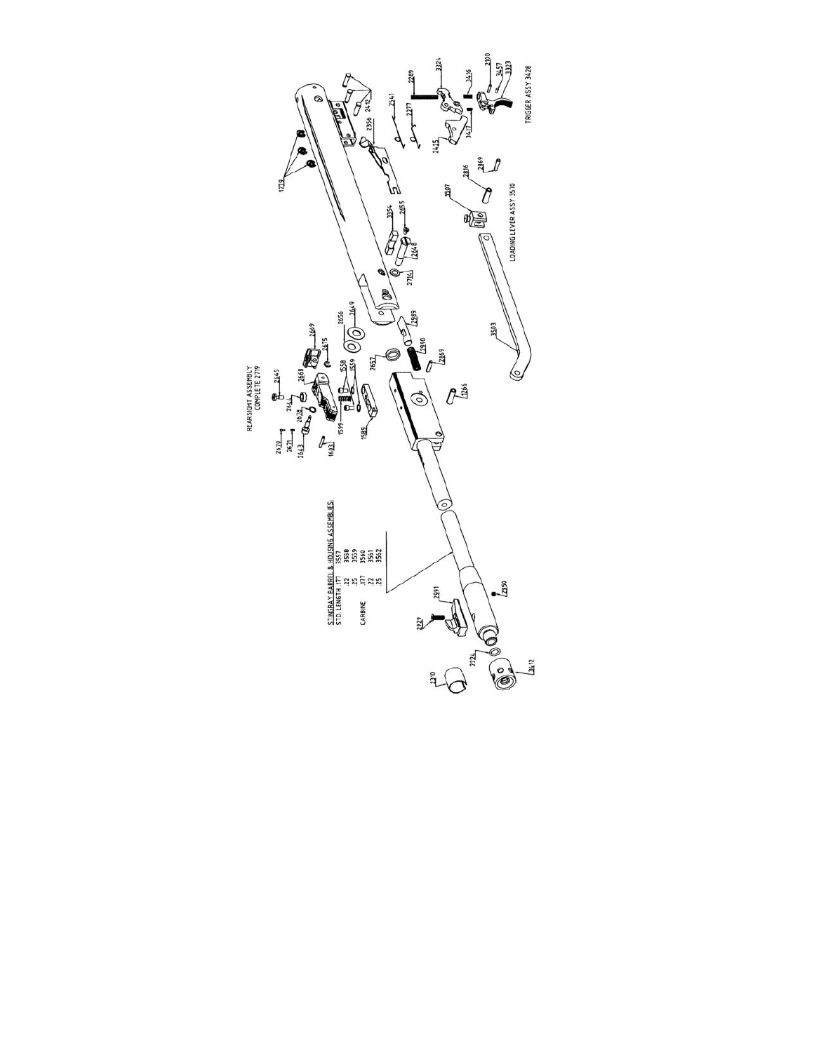REARSIGHT ASSEMBLY COMPLETE 2719

TRIGGER ASSY 3428

LOADING LEVER ASSY 3510

STINGRAY BARREL & HOUSING ASSEMBLIES:

| | | |
|---|---|---|
| STD. LENGTH | .177 | 3557 |
| | .22 | 3558 |
| | .25 | 3559 |
| CARBINE | .177 | 3560 |
| | .22 | 3561 |
| | .25 | 3562 |

1279, 2412, 2541, 2277, 2289, 3324, 3416, 2100, 3457, 3323, 2356, 2425, 3417, 3354, 2655, 2648, 2716, 2989, 2649, 2656, 2990, 2869, 2657, 2675, 2669, 2645, 2668, 2644, 2628, 2670, 2671, 2643, 1603, 1599, 1558, 1559, 1589, 1266, 3507, 2816, 2869, 3503, 2929, 2991, 2950, 2310, 2126, 3412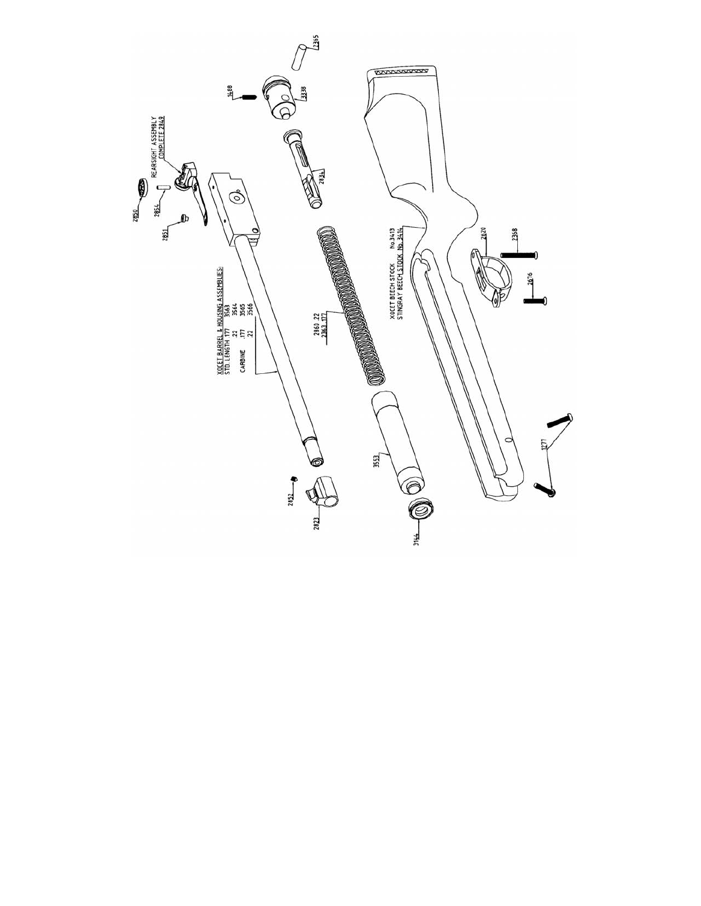REARSIGHT ASSEMBLY COMPLETE 2849

2850

2854

2851

2365

1488

3338

2834

XOCET BARREL & HOUSING ASSEMBLIES:

| | | |
|---|---|---|
| STD. LENGTH | .177 | 3563 |
| | .22 | 3564 |
| CARBINE | .177 | 3565 |
| | .22 | 3566 |

2860 .22
2363 .177

XOCET BEECH STOCK No.3413
STINGRAY BEECH STOCK No. 3414

2620

2368

2676

2852

2823

3553

3144

1277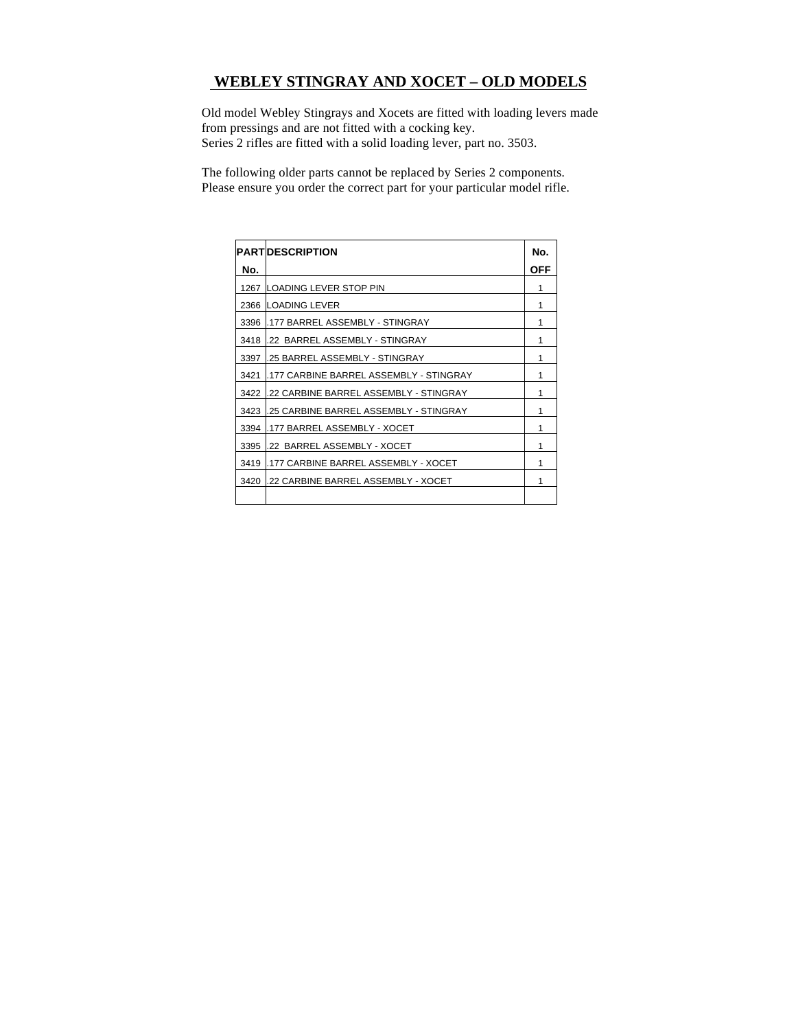# WEBLEY STINGRAY AND XOCET – OLD MODELS

Old model Webley Stingrays and Xocets are fitted with loading levers made from pressings and are not fitted with a cocking key.
Series 2 rifles are fitted with a solid loading lever, part no. 3503.

The following older parts cannot be replaced by Series 2 components.
Please ensure you order the correct part for your particular model rifle.

| PART No. | DESCRIPTION | No. OFF |
|---|---|---|
| 1267 | LOADING LEVER STOP PIN | 1 |
| 2366 | LOADING LEVER | 1 |
| 3396 | .177 BARREL ASSEMBLY - STINGRAY | 1 |
| 3418 | .22 BARREL ASSEMBLY - STINGRAY | 1 |
| 3397 | .25 BARREL ASSEMBLY - STINGRAY | 1 |
| 3421 | .177 CARBINE BARREL ASSEMBLY - STINGRAY | 1 |
| 3422 | .22 CARBINE BARREL ASSEMBLY - STINGRAY | 1 |
| 3423 | .25 CARBINE BARREL ASSEMBLY - STINGRAY | 1 |
| 3394 | .177 BARREL ASSEMBLY - XOCET | 1 |
| 3395 | .22 BARREL ASSEMBLY - XOCET | 1 |
| 3419 | .177 CARBINE BARREL ASSEMBLY - XOCET | 1 |
| 3420 | .22 CARBINE BARREL ASSEMBLY - XOCET | 1 |
| | | |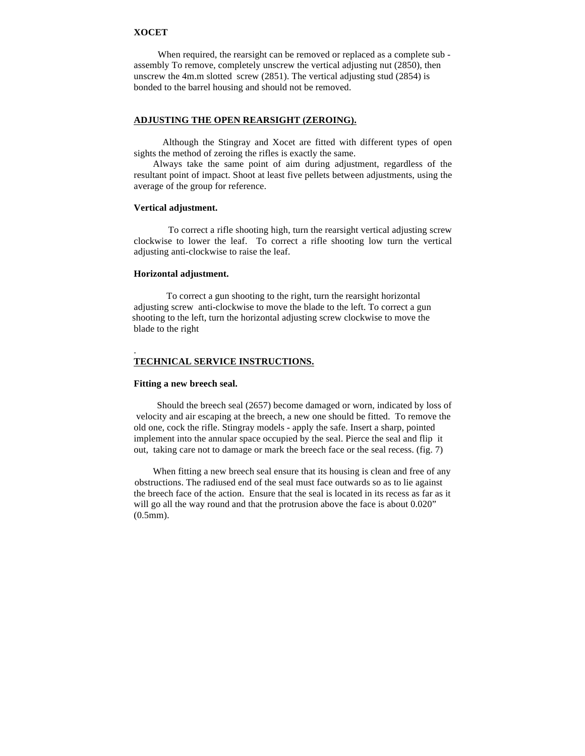**XOCET**

When required, the rearsight can be removed or replaced as a complete sub - assembly To remove, completely unscrew the vertical adjusting nut (2850), then unscrew the 4m.m slotted screw (2851). The vertical adjusting stud (2854) is bonded to the barrel housing and should not be removed.

## ADJUSTING THE OPEN REARSIGHT (ZEROING).

Although the Stingray and Xocet are fitted with different types of open sights the method of zeroing the rifles is exactly the same.

Always take the same point of aim during adjustment, regardless of the resultant point of impact. Shoot at least five pellets between adjustments, using the average of the group for reference.

**Vertical adjustment.**

To correct a rifle shooting high, turn the rearsight vertical adjusting screw clockwise to lower the leaf. To correct a rifle shooting low turn the vertical adjusting anti-clockwise to raise the leaf.

**Horizontal adjustment.**

To correct a gun shooting to the right, turn the rearsight horizontal adjusting screw anti-clockwise to move the blade to the left. To correct a gun shooting to the left, turn the horizontal adjusting screw clockwise to move the blade to the right

.

## TECHNICAL SERVICE INSTRUCTIONS.

**Fitting a new breech seal.**

Should the breech seal (2657) become damaged or worn, indicated by loss of velocity and air escaping at the breech, a new one should be fitted. To remove the old one, cock the rifle. Stingray models - apply the safe. Insert a sharp, pointed implement into the annular space occupied by the seal. Pierce the seal and flip it out, taking care not to damage or mark the breech face or the seal recess. (fig. 7)

When fitting a new breech seal ensure that its housing is clean and free of any obstructions. The radiused end of the seal must face outwards so as to lie against the breech face of the action. Ensure that the seal is located in its recess as far as it will go all the way round and that the protrusion above the face is about 0.020" (0.5mm).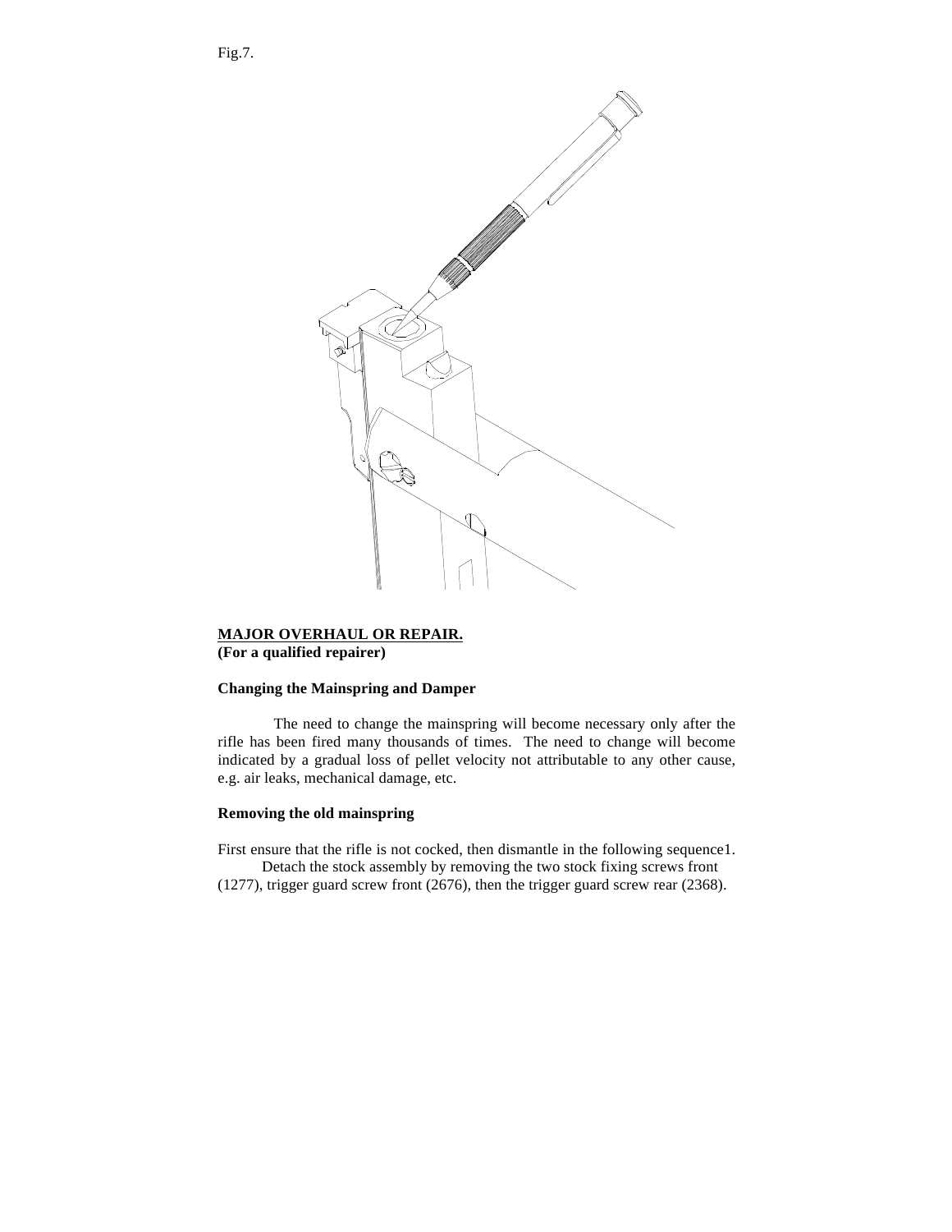Fig.7.

## MAJOR OVERHAUL OR REPAIR.

**(For a qualified repairer)**

### Changing the Mainspring and Damper

The need to change the mainspring will become necessary only after the rifle has been fired many thousands of times. The need to change will become indicated by a gradual loss of pellet velocity not attributable to any other cause, e.g. air leaks, mechanical damage, etc.

### Removing the old mainspring

First ensure that the rifle is not cocked, then dismantle in the following sequence1.
Detach the stock assembly by removing the two stock fixing screws front (1277), trigger guard screw front (2676), then the trigger guard screw rear (2368).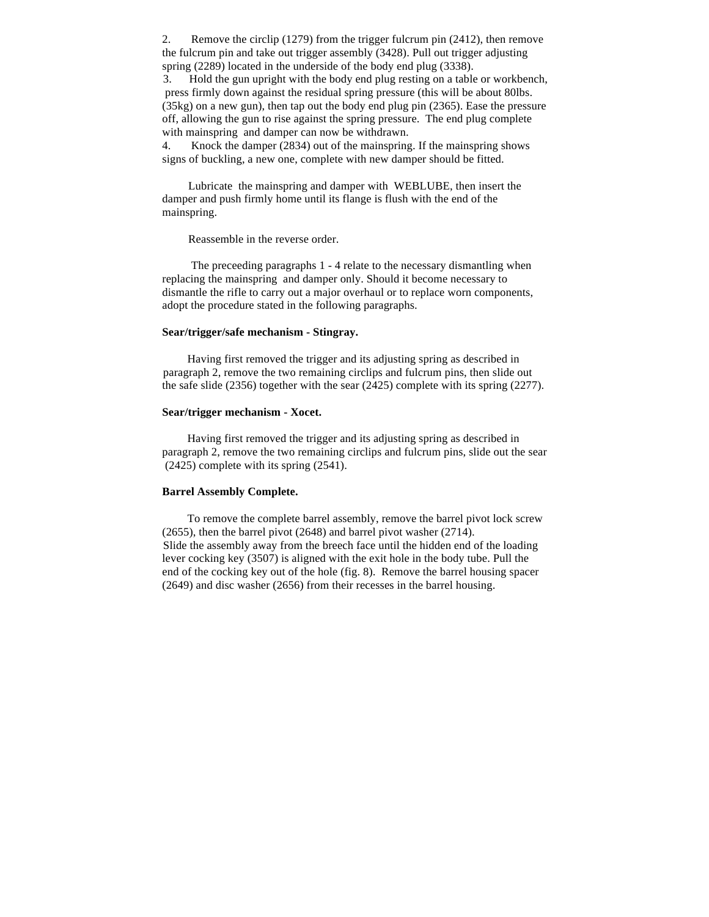2. Remove the circlip (1279) from the trigger fulcrum pin (2412), then remove the fulcrum pin and take out trigger assembly (3428). Pull out trigger adjusting spring (2289) located in the underside of the body end plug (3338).

3. Hold the gun upright with the body end plug resting on a table or workbench, press firmly down against the residual spring pressure (this will be about 80lbs. (35kg) on a new gun), then tap out the body end plug pin (2365). Ease the pressure off, allowing the gun to rise against the spring pressure. The end plug complete with mainspring and damper can now be withdrawn.

4. Knock the damper (2834) out of the mainspring. If the mainspring shows signs of buckling, a new one, complete with new damper should be fitted.

Lubricate the mainspring and damper with WEBLUBE, then insert the damper and push firmly home until its flange is flush with the end of the mainspring.

Reassemble in the reverse order.

The preceeding paragraphs 1 - 4 relate to the necessary dismantling when replacing the mainspring and damper only. Should it become necessary to dismantle the rifle to carry out a major overhaul or to replace worn components, adopt the procedure stated in the following paragraphs.

**Sear/trigger/safe mechanism - Stingray.**

Having first removed the trigger and its adjusting spring as described in paragraph 2, remove the two remaining circlips and fulcrum pins, then slide out the safe slide (2356) together with the sear (2425) complete with its spring (2277).

**Sear/trigger mechanism - Xocet.**

Having first removed the trigger and its adjusting spring as described in paragraph 2, remove the two remaining circlips and fulcrum pins, slide out the sear (2425) complete with its spring (2541).

**Barrel Assembly Complete.**

To remove the complete barrel assembly, remove the barrel pivot lock screw (2655), then the barrel pivot (2648) and barrel pivot washer (2714).
Slide the assembly away from the breech face until the hidden end of the loading lever cocking key (3507) is aligned with the exit hole in the body tube. Pull the end of the cocking key out of the hole (fig. 8). Remove the barrel housing spacer (2649) and disc washer (2656) from their recesses in the barrel housing.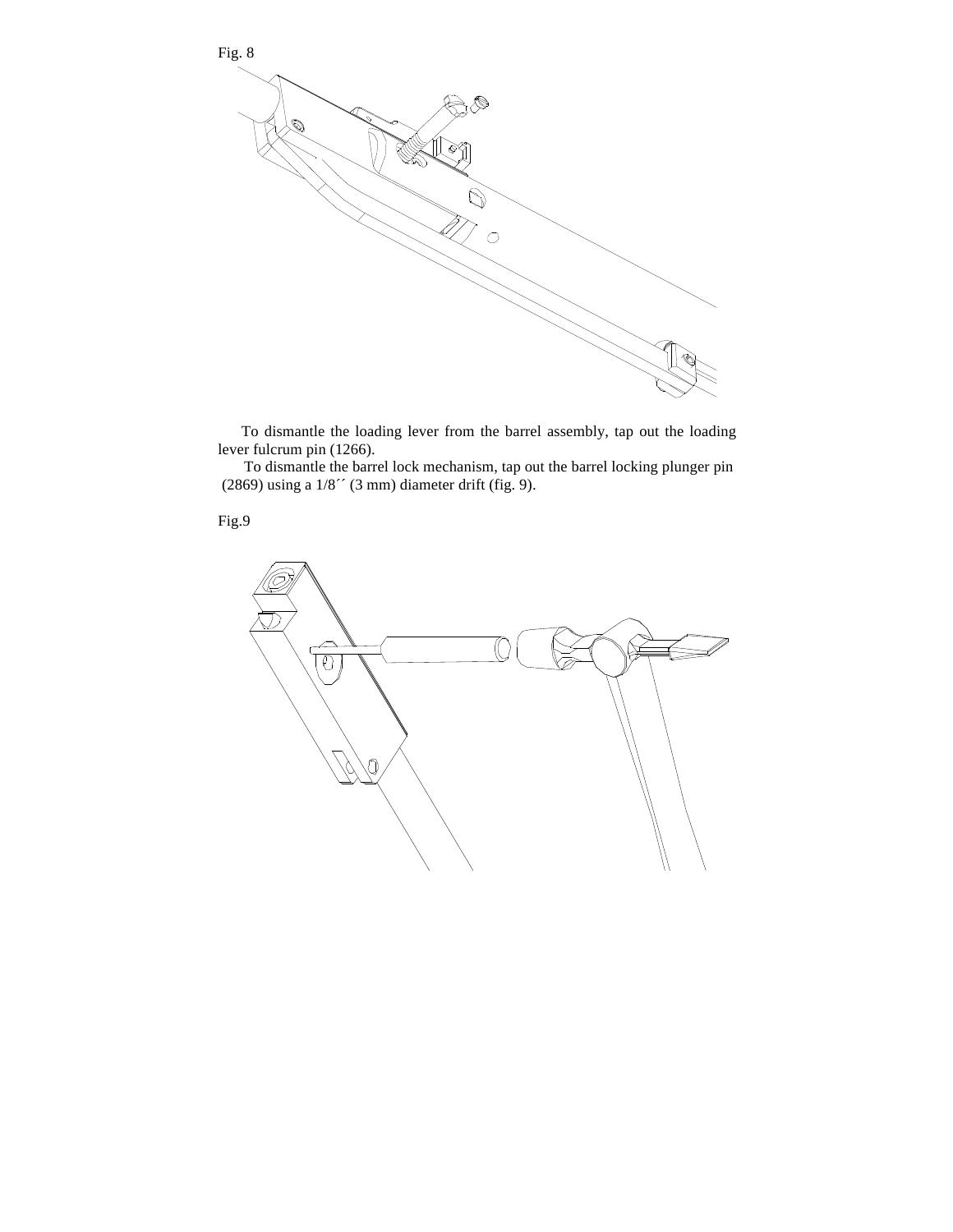Fig. 8

To dismantle the loading lever from the barrel assembly, tap out the loading lever fulcrum pin (1266).

To dismantle the barrel lock mechanism, tap out the barrel locking plunger pin (2869) using a 1/8´´ (3 mm) diameter drift (fig. 9).

Fig.9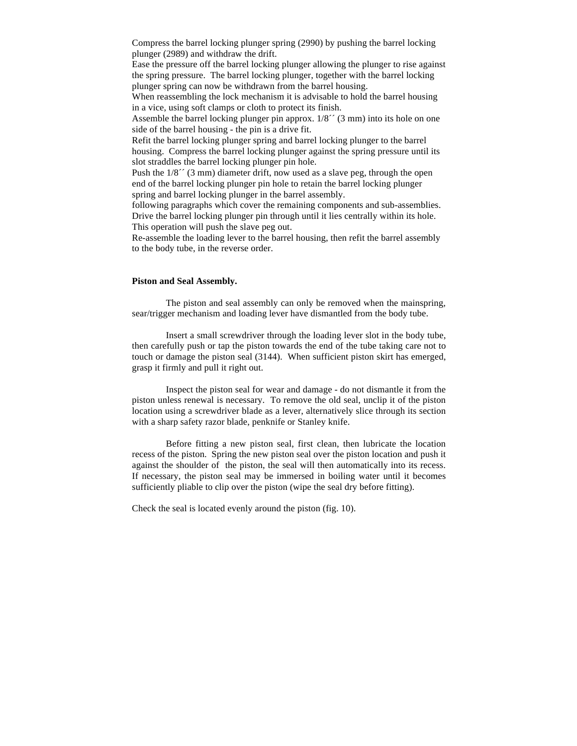Compress the barrel locking plunger spring (2990) by pushing the barrel locking plunger (2989) and withdraw the drift.

Ease the pressure off the barrel locking plunger allowing the plunger to rise against the spring pressure. The barrel locking plunger, together with the barrel locking plunger spring can now be withdrawn from the barrel housing.

When reassembling the lock mechanism it is advisable to hold the barrel housing in a vice, using soft clamps or cloth to protect its finish.

Assemble the barrel locking plunger pin approx. 1/8´´ (3 mm) into its hole on one side of the barrel housing - the pin is a drive fit.

Refit the barrel locking plunger spring and barrel locking plunger to the barrel housing. Compress the barrel locking plunger against the spring pressure until its slot straddles the barrel locking plunger pin hole.

Push the 1/8´´ (3 mm) diameter drift, now used as a slave peg, through the open end of the barrel locking plunger pin hole to retain the barrel locking plunger spring and barrel locking plunger in the barrel assembly.

following paragraphs which cover the remaining components and sub-assemblies.

Drive the barrel locking plunger pin through until it lies centrally within its hole. This operation will push the slave peg out.

Re-assemble the loading lever to the barrel housing, then refit the barrel assembly to the body tube, in the reverse order.

**Piston and Seal Assembly.**

The piston and seal assembly can only be removed when the mainspring, sear/trigger mechanism and loading lever have dismantled from the body tube.

Insert a small screwdriver through the loading lever slot in the body tube, then carefully push or tap the piston towards the end of the tube taking care not to touch or damage the piston seal (3144). When sufficient piston skirt has emerged, grasp it firmly and pull it right out.

Inspect the piston seal for wear and damage - do not dismantle it from the piston unless renewal is necessary. To remove the old seal, unclip it of the piston location using a screwdriver blade as a lever, alternatively slice through its section with a sharp safety razor blade, penknife or Stanley knife.

Before fitting a new piston seal, first clean, then lubricate the location recess of the piston. Spring the new piston seal over the piston location and push it against the shoulder of the piston, the seal will then automatically into its recess. If necessary, the piston seal may be immersed in boiling water until it becomes sufficiently pliable to clip over the piston (wipe the seal dry before fitting).

Check the seal is located evenly around the piston (fig. 10).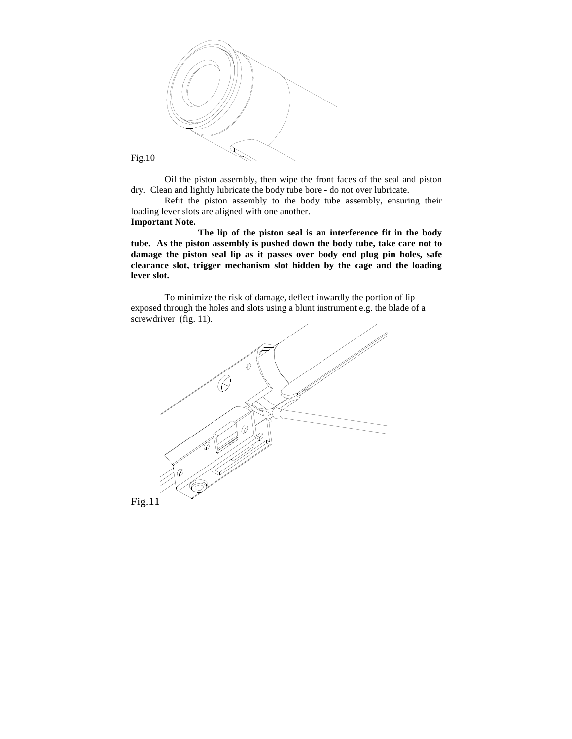Fig.10

Oil the piston assembly, then wipe the front faces of the seal and piston dry. Clean and lightly lubricate the body tube bore - do not over lubricate.

Refit the piston assembly to the body tube assembly, ensuring their loading lever slots are aligned with one another.

**Important Note.**

**The lip of the piston seal is an interference fit in the body tube. As the piston assembly is pushed down the body tube, take care not to damage the piston seal lip as it passes over body end plug pin holes, safe clearance slot, trigger mechanism slot hidden by the cage and the loading lever slot.**

To minimize the risk of damage, deflect inwardly the portion of lip exposed through the holes and slots using a blunt instrument e.g. the blade of a screwdriver (fig. 11).

Fig.11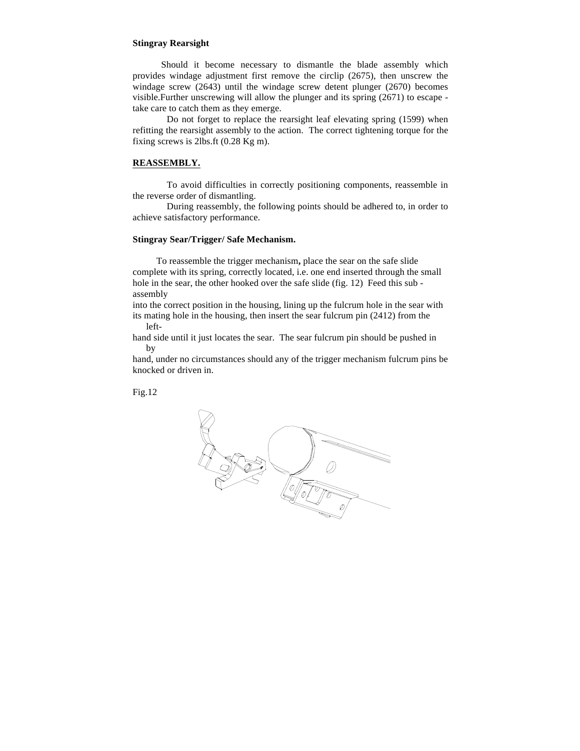**Stingray Rearsight**

Should it become necessary to dismantle the blade assembly which provides windage adjustment first remove the circlip (2675), then unscrew the windage screw (2643) until the windage screw detent plunger (2670) becomes visible.Further unscrewing will allow the plunger and its spring (2671) to escape - take care to catch them as they emerge.

Do not forget to replace the rearsight leaf elevating spring (1599) when refitting the rearsight assembly to the action. The correct tightening torque for the fixing screws is 2lbs.ft (0.28 Kg m).

## REASSEMBLY.

To avoid difficulties in correctly positioning components, reassemble in the reverse order of dismantling.

During reassembly, the following points should be adhered to, in order to achieve satisfactory performance.

**Stingray Sear/Trigger/ Safe Mechanism.**

To reassemble the trigger mechanism**,** place the sear on the safe slide complete with its spring, correctly located, i.e. one end inserted through the small hole in the sear, the other hooked over the safe slide (fig. 12) Feed this sub - assembly into the correct position in the housing, lining up the fulcrum hole in the sear with its mating hole in the housing, then insert the sear fulcrum pin (2412) from the left-hand side until it just locates the sear. The sear fulcrum pin should be pushed in by hand, under no circumstances should any of the trigger mechanism fulcrum pins be knocked or driven in.

Fig.12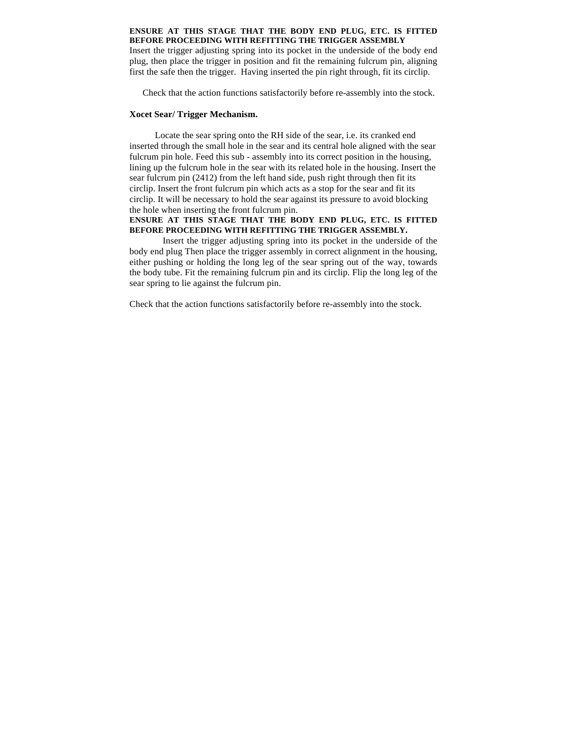**ENSURE AT THIS STAGE THAT THE BODY END PLUG, ETC. IS FITTED BEFORE PROCEEDING WITH REFITTING THE TRIGGER ASSEMBLY**

Insert the trigger adjusting spring into its pocket in the underside of the body end plug, then place the trigger in position and fit the remaining fulcrum pin, aligning first the safe then the trigger. Having inserted the pin right through, fit its circlip.

Check that the action functions satisfactorily before re-assembly into the stock.

**Xocet Sear/ Trigger Mechanism.**

Locate the sear spring onto the RH side of the sear, i.e. its cranked end inserted through the small hole in the sear and its central hole aligned with the sear fulcrum pin hole. Feed this sub - assembly into its correct position in the housing, lining up the fulcrum hole in the sear with its related hole in the housing. Insert the sear fulcrum pin (2412) from the left hand side, push right through then fit its circlip. Insert the front fulcrum pin which acts as a stop for the sear and fit its circlip. It will be necessary to hold the sear against its pressure to avoid blocking the hole when inserting the front fulcrum pin.

**ENSURE AT THIS STAGE THAT THE BODY END PLUG, ETC. IS FITTED BEFORE PROCEEDING WITH REFITTING THE TRIGGER ASSEMBLY.**

Insert the trigger adjusting spring into its pocket in the underside of the body end plug Then place the trigger assembly in correct alignment in the housing, either pushing or holding the long leg of the sear spring out of the way, towards the body tube. Fit the remaining fulcrum pin and its circlip. Flip the long leg of the sear spring to lie against the fulcrum pin.

Check that the action functions satisfactorily before re-assembly into the stock.